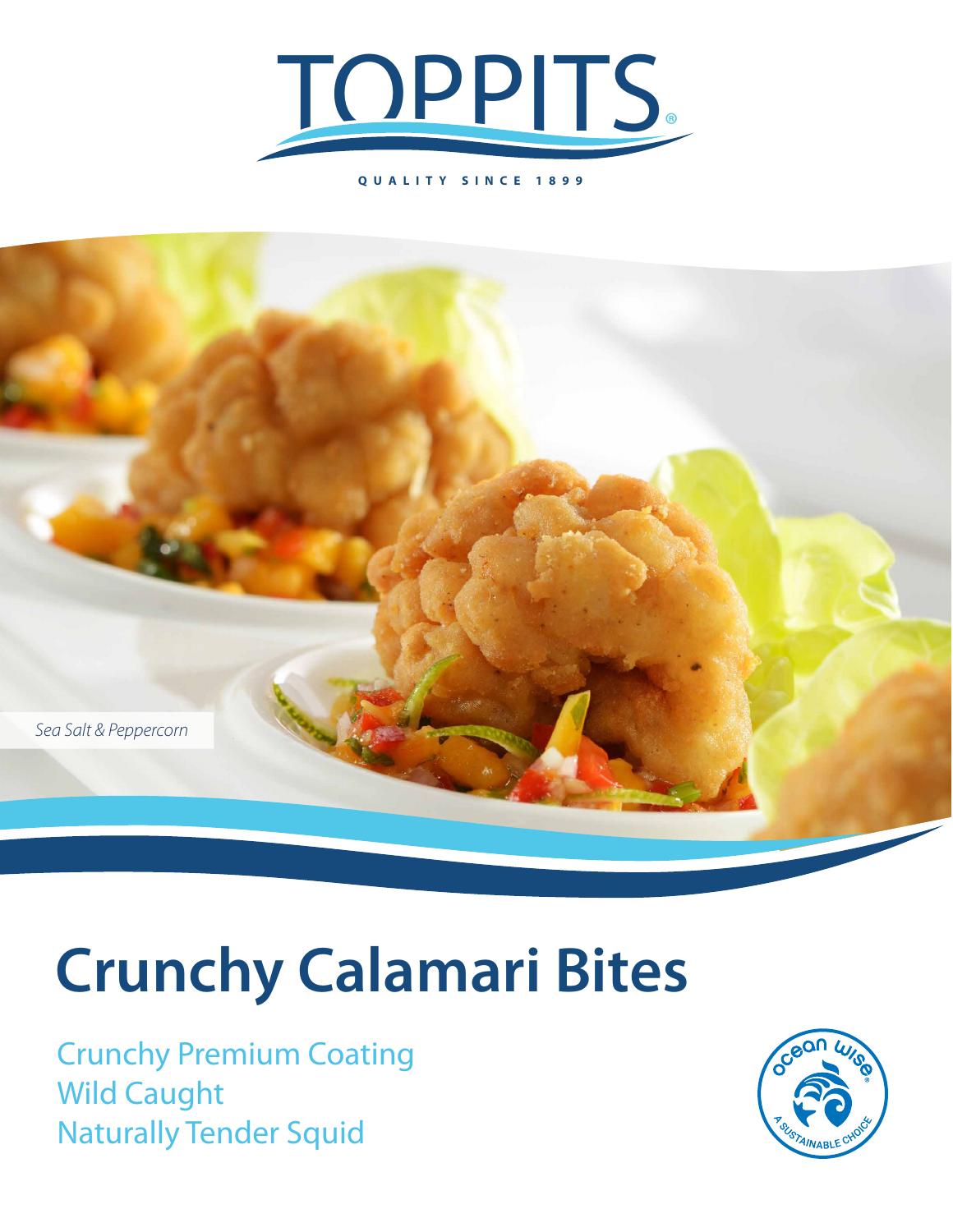# TOPPITS

QUALITY SINCE 1899

*Sea Salt & Peppercorn*

# Crunchy Calamari Bites

Crunchy Premium Coating
Wild Caught
Naturally Tender Squid

ocean wise
A SUSTAINABLE CHOICE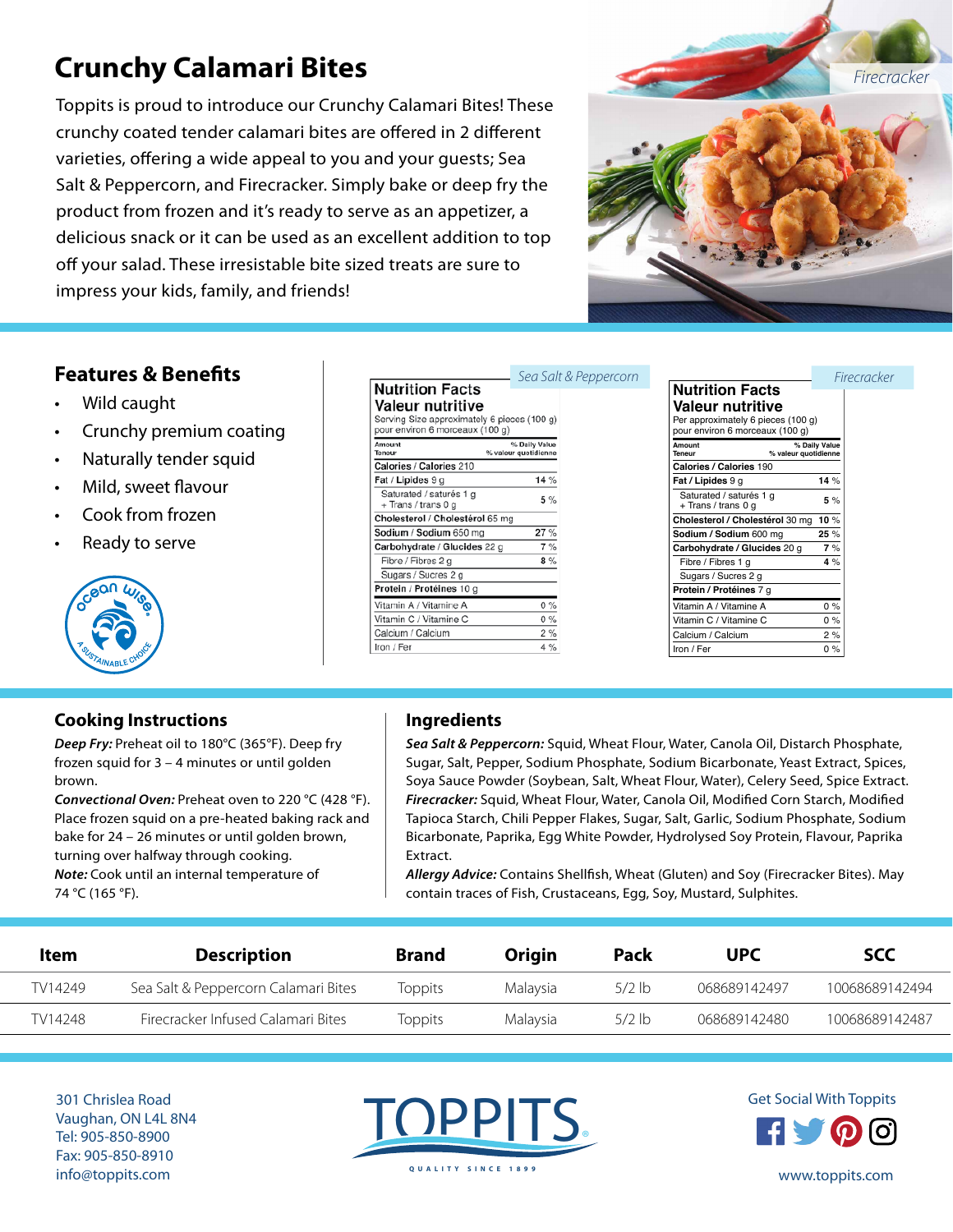# Crunchy Calamari Bites

Toppits is proud to introduce our Crunchy Calamari Bites! These crunchy coated tender calamari bites are offered in 2 different varieties, offering a wide appeal to you and your guests; Sea Salt & Peppercorn, and Firecracker. Simply bake or deep fry the product from frozen and it's ready to serve as an appetizer, a delicious snack or it can be used as an excellent addition to top off your salad. These irresistable bite sized treats are sure to impress your kids, family, and friends!

Firecracker

## Features & Benefits

- Wild caught
- Crunchy premium coating
- Naturally tender squid
- Mild, sweet flavour
- Cook from frozen
- Ready to serve

ocean wise. A SUSTAINABLE CHOICE

### Sea Salt & Peppercorn

**Nutrition Facts / Valeur nutritive**
Serving Size approximately 6 pieces (100 g) / pour environ 6 morceaux (100 g)

| Amount / Teneur | % Daily Value / % valeur quotidienne |
|---|---|
| Calories / Calories 210 | |
| Fat / Lipides 9 g | 14 % |
| Saturated / saturés 1 g + Trans / trans 0 g | 5 % |
| Cholesterol / Cholestérol 65 mg | |
| Sodium / Sodium 650 mg | 27 % |
| Carbohydrate / Glucides 22 g | 7 % |
| Fibre / Fibres 2 g | 8 % |
| Sugars / Sucres 2 g | |
| Protein / Protéines 10 g | |
| Vitamin A / Vitamine A | 0 % |
| Vitamin C / Vitamine C | 0 % |
| Calcium / Calcium | 2 % |
| Iron / Fer | 4 % |

### Firecracker

**Nutrition Facts / Valeur nutritive**
Per approximately 6 pieces (100 g) / pour environ 6 morceaux (100 g)

| Amount / Teneur | % Daily Value / % valeur quotidienne |
|---|---|
| Calories / Calories 190 | |
| Fat / Lipides 9 g | 14 % |
| Saturated / saturés 1 g + Trans / trans 0 g | 5 % |
| Cholesterol / Cholestérol 30 mg | 10 % |
| Sodium / Sodium 600 mg | 25 % |
| Carbohydrate / Glucides 20 g | 7 % |
| Fibre / Fibres 1 g | 4 % |
| Sugars / Sucres 2 g | |
| Protein / Protéines 7 g | |
| Vitamin A / Vitamine A | 0 % |
| Vitamin C / Vitamine C | 0 % |
| Calcium / Calcium | 2 % |
| Iron / Fer | 0 % |

## Cooking Instructions

***Deep Fry:*** Preheat oil to 180°C (365°F). Deep fry frozen squid for 3 – 4 minutes or until golden brown.
***Convectional Oven:*** Preheat oven to 220 °C (428 °F). Place frozen squid on a pre-heated baking rack and bake for 24 – 26 minutes or until golden brown, turning over halfway through cooking.
***Note:*** Cook until an internal temperature of 74 °C (165 °F).

## Ingredients

***Sea Salt & Peppercorn:*** Squid, Wheat Flour, Water, Canola Oil, Distarch Phosphate, Sugar, Salt, Pepper, Sodium Phosphate, Sodium Bicarbonate, Yeast Extract, Spices, Soya Sauce Powder (Soybean, Salt, Wheat Flour, Water), Celery Seed, Spice Extract.
***Firecracker:*** Squid, Wheat Flour, Water, Canola Oil, Modified Corn Starch, Modified Tapioca Starch, Chili Pepper Flakes, Sugar, Salt, Garlic, Sodium Phosphate, Sodium Bicarbonate, Paprika, Egg White Powder, Hydrolysed Soy Protein, Flavour, Paprika Extract.
***Allergy Advice:*** Contains Shellfish, Wheat (Gluten) and Soy (Firecracker Bites). May contain traces of Fish, Crustaceans, Egg, Soy, Mustard, Sulphites.

| Item | Description | Brand | Origin | Pack | UPC | SCC |
|---|---|---|---|---|---|---|
| TV14249 | Sea Salt & Peppercorn Calamari Bites | Toppits | Malaysia | 5/2 lb | 068689142497 | 10068689142494 |
| TV14248 | Firecracker Infused Calamari Bites | Toppits | Malaysia | 5/2 lb | 068689142480 | 10068689142487 |

301 Chrislea Road
Vaughan, ON L4L 8N4
Tel: 905-850-8900
Fax: 905-850-8910
info@toppits.com

TOPPITS® QUALITY SINCE 1899

Get Social With Toppits

www.toppits.com